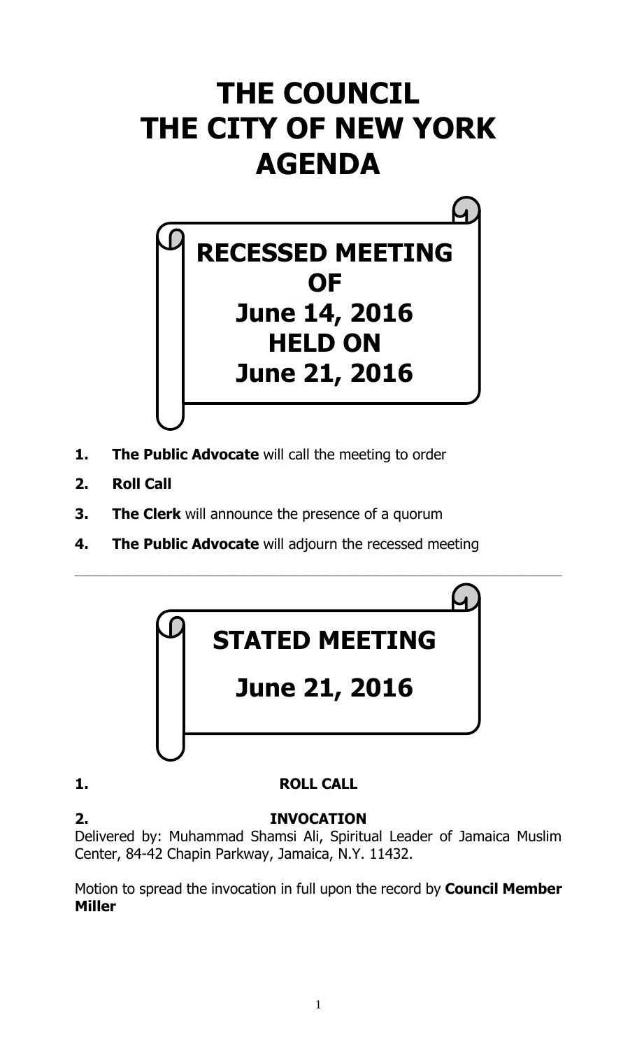# THE COUNCIL
# THE CITY OF NEW YORK
# AGENDA

## RECESSED MEETING OF June 14, 2016 HELD ON June 21, 2016

1. **The Public Advocate** will call the meeting to order
2. **Roll Call**
3. **The Clerk** will announce the presence of a quorum
4. **The Public Advocate** will adjourn the recessed meeting

---

## STATED MEETING

## June 21, 2016

**1. ROLL CALL**

**2. INVOCATION**

Delivered by: Muhammad Shamsi Ali, Spiritual Leader of Jamaica Muslim Center, 84-42 Chapin Parkway, Jamaica, N.Y. 11432.

Motion to spread the invocation in full upon the record by **Council Member Miller**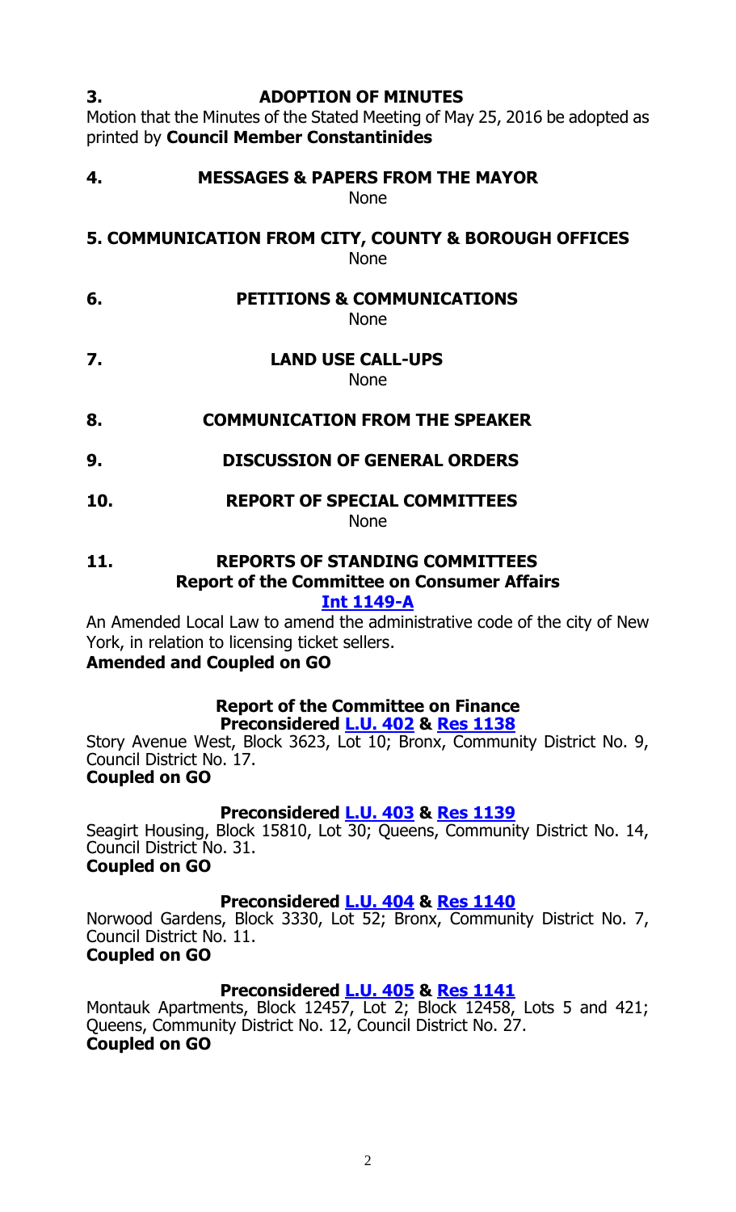## 3. ADOPTION OF MINUTES

Motion that the Minutes of the Stated Meeting of May 25, 2016 be adopted as printed by **Council Member Constantinides**

## 4. MESSAGES & PAPERS FROM THE MAYOR

None

## 5. COMMUNICATION FROM CITY, COUNTY & BOROUGH OFFICES

None

## 6. PETITIONS & COMMUNICATIONS

None

## 7. LAND USE CALL-UPS

None

## 8. COMMUNICATION FROM THE SPEAKER

## 9. DISCUSSION OF GENERAL ORDERS

## 10. REPORT OF SPECIAL COMMITTEES

None

## 11. REPORTS OF STANDING COMMITTEES

### Report of the Committee on Consumer Affairs

**Int 1149-A**

An Amended Local Law to amend the administrative code of the city of New York, in relation to licensing ticket sellers.

**Amended and Coupled on GO**

### Report of the Committee on Finance

**Preconsidered L.U. 402 & Res 1138**

Story Avenue West, Block 3623, Lot 10; Bronx, Community District No. 9, Council District No. 17.

**Coupled on GO**

**Preconsidered L.U. 403 & Res 1139**

Seagirt Housing, Block 15810, Lot 30; Queens, Community District No. 14, Council District No. 31.

**Coupled on GO**

**Preconsidered L.U. 404 & Res 1140**

Norwood Gardens, Block 3330, Lot 52; Bronx, Community District No. 7, Council District No. 11.

**Coupled on GO**

**Preconsidered L.U. 405 & Res 1141**

Montauk Apartments, Block 12457, Lot 2; Block 12458, Lots 5 and 421; Queens, Community District No. 12, Council District No. 27.

**Coupled on GO**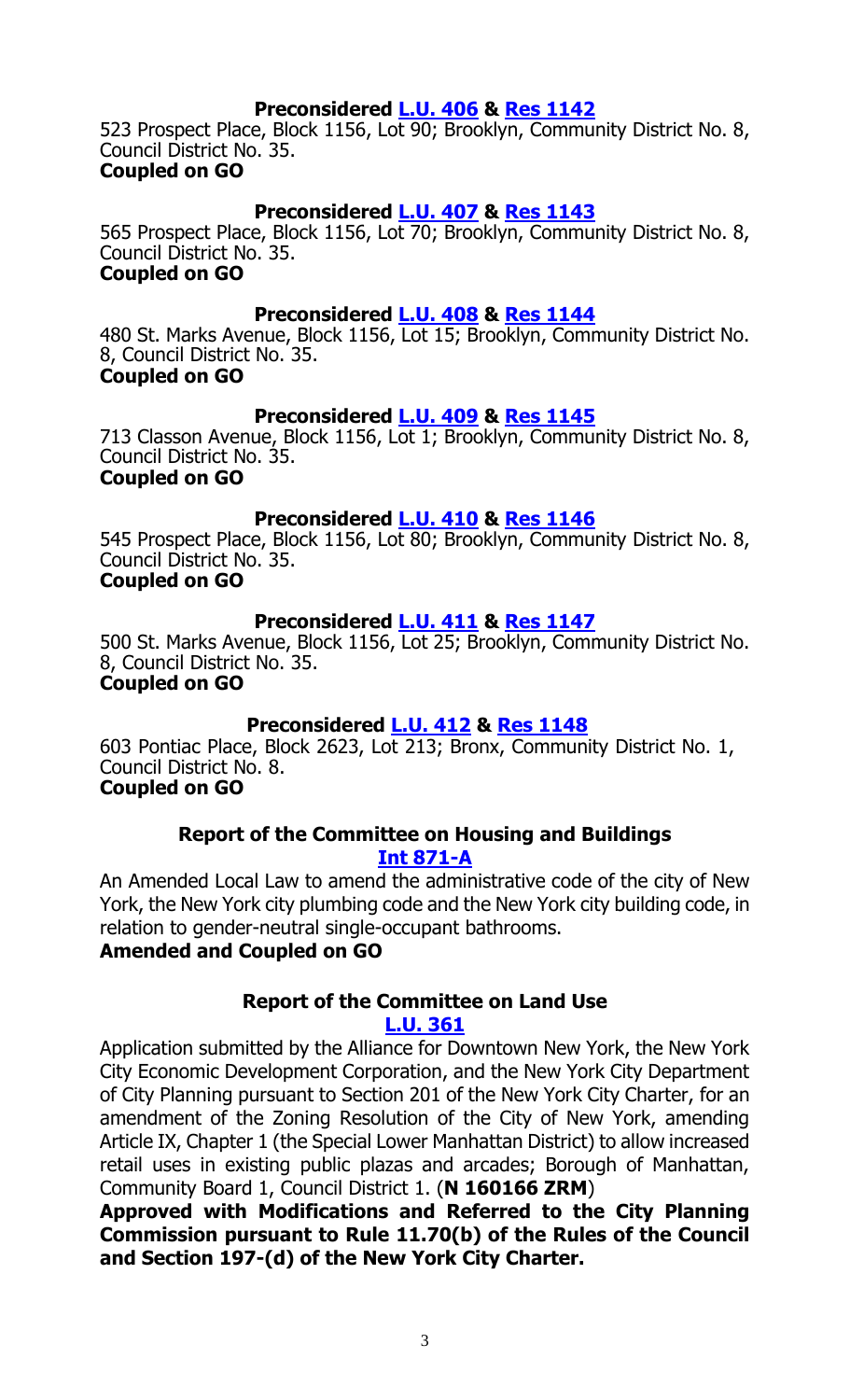**Preconsidered L.U. 406 & Res 1142**

523 Prospect Place, Block 1156, Lot 90; Brooklyn, Community District No. 8, Council District No. 35.

**Coupled on GO**

**Preconsidered L.U. 407 & Res 1143**

565 Prospect Place, Block 1156, Lot 70; Brooklyn, Community District No. 8, Council District No. 35.

**Coupled on GO**

**Preconsidered L.U. 408 & Res 1144**

480 St. Marks Avenue, Block 1156, Lot 15; Brooklyn, Community District No. 8, Council District No. 35.

**Coupled on GO**

**Preconsidered L.U. 409 & Res 1145**

713 Classon Avenue, Block 1156, Lot 1; Brooklyn, Community District No. 8, Council District No. 35.

**Coupled on GO**

**Preconsidered L.U. 410 & Res 1146**

545 Prospect Place, Block 1156, Lot 80; Brooklyn, Community District No. 8, Council District No. 35.

**Coupled on GO**

**Preconsidered L.U. 411 & Res 1147**

500 St. Marks Avenue, Block 1156, Lot 25; Brooklyn, Community District No. 8, Council District No. 35.

**Coupled on GO**

**Preconsidered L.U. 412 & Res 1148**

603 Pontiac Place, Block 2623, Lot 213; Bronx, Community District No. 1, Council District No. 8.

**Coupled on GO**

**Report of the Committee on Housing and Buildings**

**Int 871-A**

An Amended Local Law to amend the administrative code of the city of New York, the New York city plumbing code and the New York city building code, in relation to gender-neutral single-occupant bathrooms.

**Amended and Coupled on GO**

**Report of the Committee on Land Use**

**L.U. 361**

Application submitted by the Alliance for Downtown New York, the New York City Economic Development Corporation, and the New York City Department of City Planning pursuant to Section 201 of the New York City Charter, for an amendment of the Zoning Resolution of the City of New York, amending Article IX, Chapter 1 (the Special Lower Manhattan District) to allow increased retail uses in existing public plazas and arcades; Borough of Manhattan, Community Board 1, Council District 1. (**N 160166 ZRM**)

**Approved with Modifications and Referred to the City Planning Commission pursuant to Rule 11.70(b) of the Rules of the Council and Section 197-(d) of the New York City Charter.**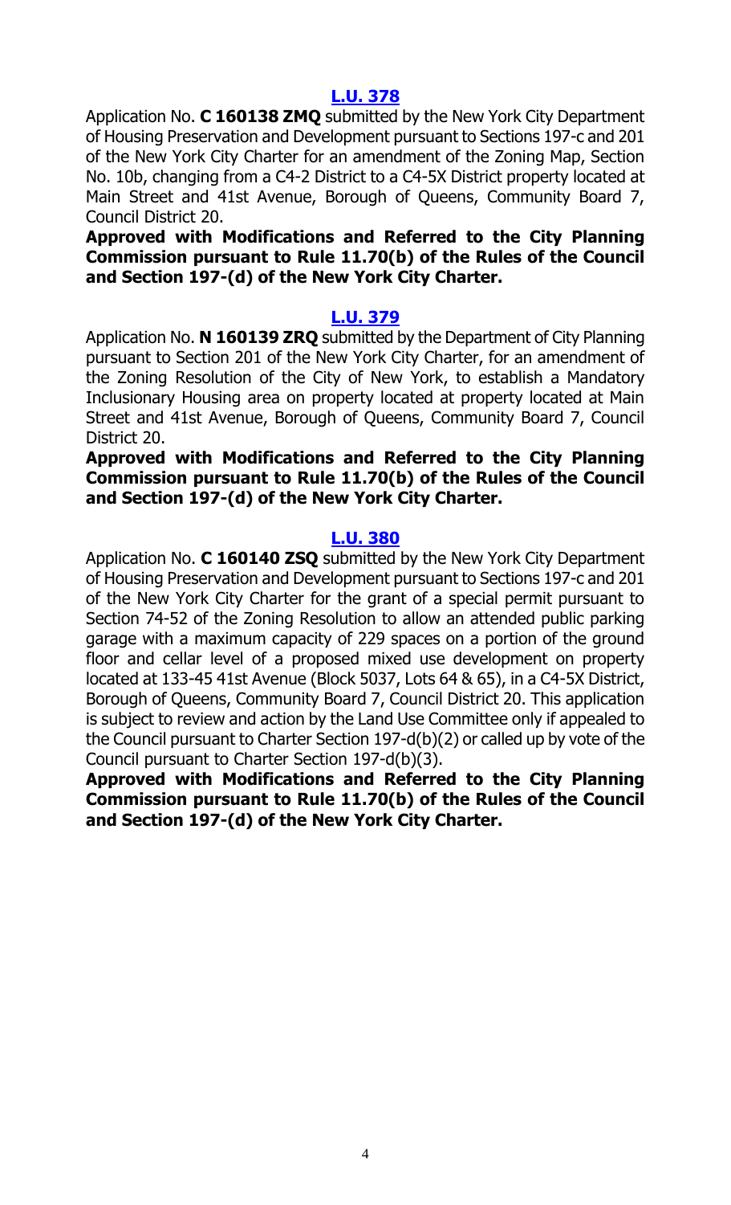**[L.U. 378]**

Application No. **C 160138 ZMQ** submitted by the New York City Department of Housing Preservation and Development pursuant to Sections 197-c and 201 of the New York City Charter for an amendment of the Zoning Map, Section No. 10b, changing from a C4-2 District to a C4-5X District property located at Main Street and 41st Avenue, Borough of Queens, Community Board 7, Council District 20.

**Approved with Modifications and Referred to the City Planning Commission pursuant to Rule 11.70(b) of the Rules of the Council and Section 197-(d) of the New York City Charter.**

**[L.U. 379]**

Application No. **N 160139 ZRQ** submitted by the Department of City Planning pursuant to Section 201 of the New York City Charter, for an amendment of the Zoning Resolution of the City of New York, to establish a Mandatory Inclusionary Housing area on property located at property located at Main Street and 41st Avenue, Borough of Queens, Community Board 7, Council District 20.

**Approved with Modifications and Referred to the City Planning Commission pursuant to Rule 11.70(b) of the Rules of the Council and Section 197-(d) of the New York City Charter.**

**[L.U. 380]**

Application No. **C 160140 ZSQ** submitted by the New York City Department of Housing Preservation and Development pursuant to Sections 197-c and 201 of the New York City Charter for the grant of a special permit pursuant to Section 74-52 of the Zoning Resolution to allow an attended public parking garage with a maximum capacity of 229 spaces on a portion of the ground floor and cellar level of a proposed mixed use development on property located at 133-45 41st Avenue (Block 5037, Lots 64 & 65), in a C4-5X District, Borough of Queens, Community Board 7, Council District 20. This application is subject to review and action by the Land Use Committee only if appealed to the Council pursuant to Charter Section 197-d(b)(2) or called up by vote of the Council pursuant to Charter Section 197-d(b)(3).

**Approved with Modifications and Referred to the City Planning Commission pursuant to Rule 11.70(b) of the Rules of the Council and Section 197-(d) of the New York City Charter.**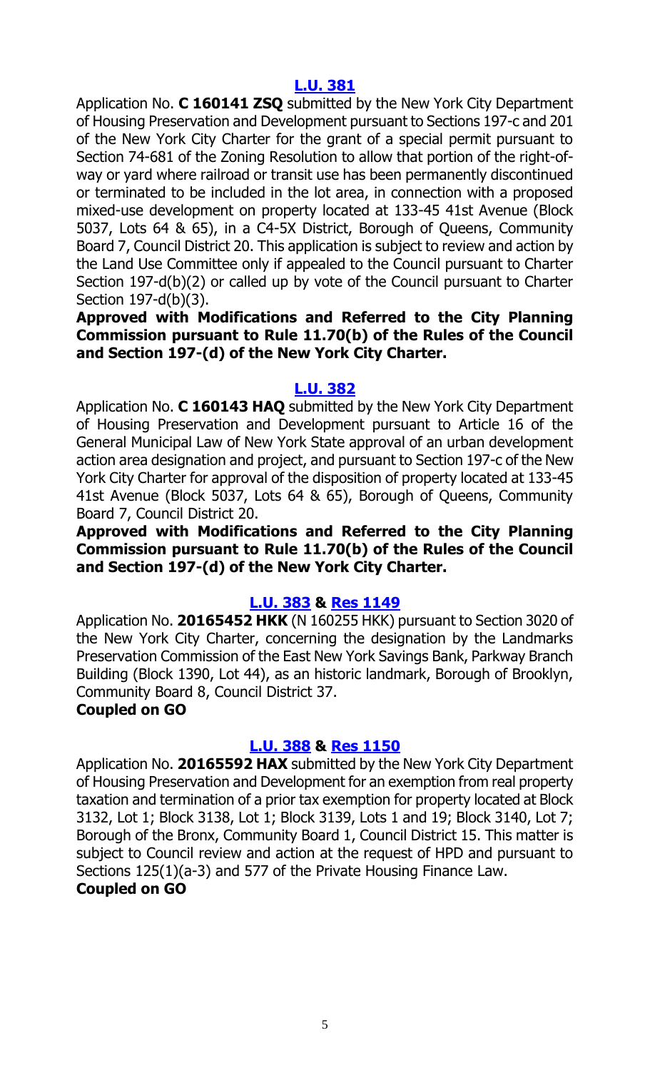**[L.U. 381](#)**

Application No. **C 160141 ZSQ** submitted by the New York City Department of Housing Preservation and Development pursuant to Sections 197-c and 201 of the New York City Charter for the grant of a special permit pursuant to Section 74-681 of the Zoning Resolution to allow that portion of the right-of-way or yard where railroad or transit use has been permanently discontinued or terminated to be included in the lot area, in connection with a proposed mixed-use development on property located at 133-45 41st Avenue (Block 5037, Lots 64 & 65), in a C4-5X District, Borough of Queens, Community Board 7, Council District 20. This application is subject to review and action by the Land Use Committee only if appealed to the Council pursuant to Charter Section 197-d(b)(2) or called up by vote of the Council pursuant to Charter Section 197-d(b)(3).

**Approved with Modifications and Referred to the City Planning Commission pursuant to Rule 11.70(b) of the Rules of the Council and Section 197-(d) of the New York City Charter.**

**[L.U. 382](#)**

Application No. **C 160143 HAQ** submitted by the New York City Department of Housing Preservation and Development pursuant to Article 16 of the General Municipal Law of New York State approval of an urban development action area designation and project, and pursuant to Section 197-c of the New York City Charter for approval of the disposition of property located at 133-45 41st Avenue (Block 5037, Lots 64 & 65), Borough of Queens, Community Board 7, Council District 20.

**Approved with Modifications and Referred to the City Planning Commission pursuant to Rule 11.70(b) of the Rules of the Council and Section 197-(d) of the New York City Charter.**

**[L.U. 383](#) & [Res 1149](#)**

Application No. **20165452 HKK** (N 160255 HKK) pursuant to Section 3020 of the New York City Charter, concerning the designation by the Landmarks Preservation Commission of the East New York Savings Bank, Parkway Branch Building (Block 1390, Lot 44), as an historic landmark, Borough of Brooklyn, Community Board 8, Council District 37.

**Coupled on GO**

**[L.U. 388](#) & [Res 1150](#)**

Application No. **20165592 HAX** submitted by the New York City Department of Housing Preservation and Development for an exemption from real property taxation and termination of a prior tax exemption for property located at Block 3132, Lot 1; Block 3138, Lot 1; Block 3139, Lots 1 and 19; Block 3140, Lot 7; Borough of the Bronx, Community Board 1, Council District 15. This matter is subject to Council review and action at the request of HPD and pursuant to Sections 125(1)(a-3) and 577 of the Private Housing Finance Law.

**Coupled on GO**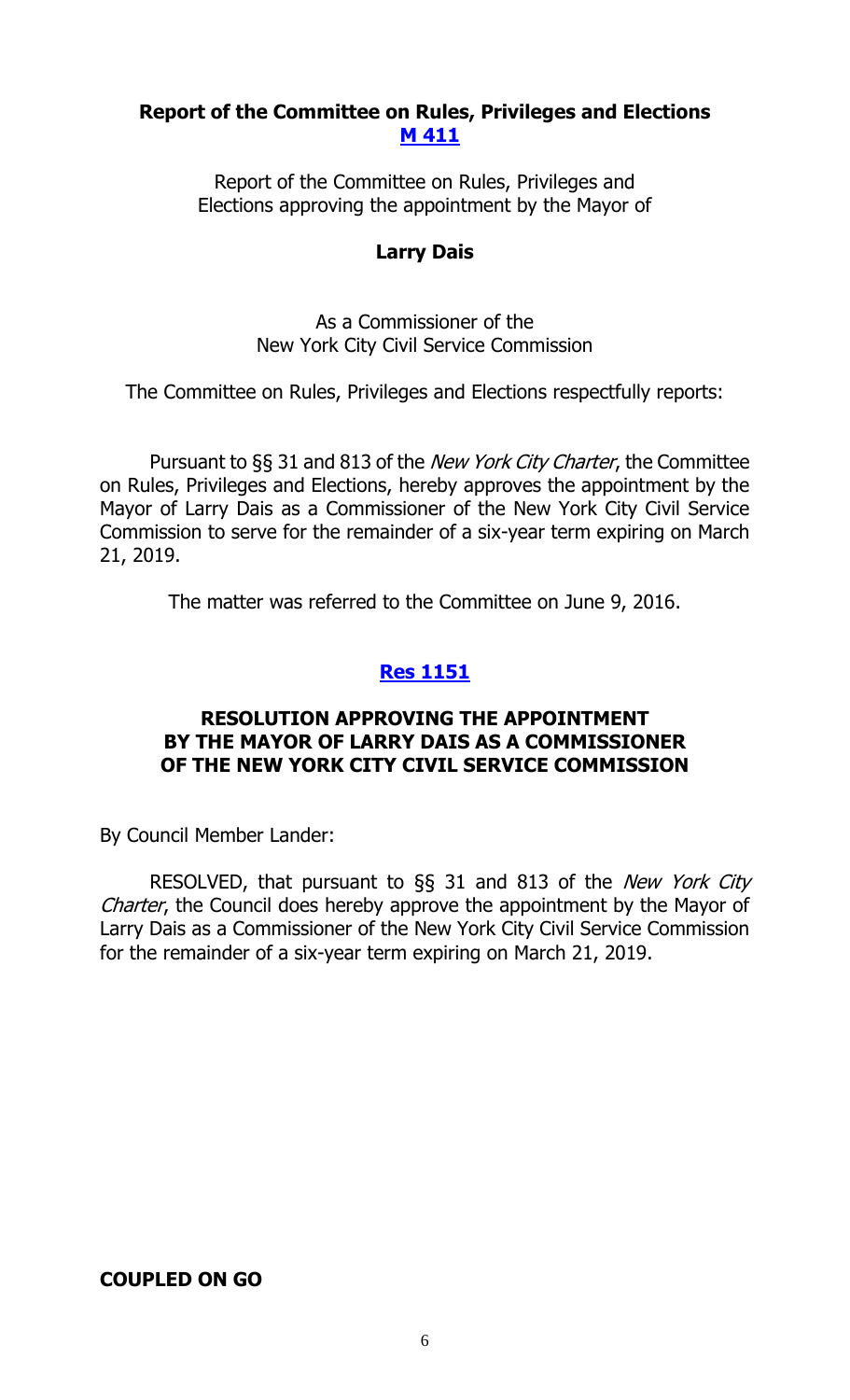### Report of the Committee on Rules, Privileges and Elections
**M 411**

Report of the Committee on Rules, Privileges and Elections approving the appointment by the Mayor of

**Larry Dais**

As a Commissioner of the New York City Civil Service Commission

The Committee on Rules, Privileges and Elections respectfully reports:

Pursuant to §§ 31 and 813 of the *New York City Charter*, the Committee on Rules, Privileges and Elections, hereby approves the appointment by the Mayor of Larry Dais as a Commissioner of the New York City Civil Service Commission to serve for the remainder of a six-year term expiring on March 21, 2019.

The matter was referred to the Committee on June 9, 2016.

**Res 1151**

**RESOLUTION APPROVING THE APPOINTMENT BY THE MAYOR OF LARRY DAIS AS A COMMISSIONER OF THE NEW YORK CITY CIVIL SERVICE COMMISSION**

By Council Member Lander:

RESOLVED, that pursuant to §§ 31 and 813 of the *New York City Charter*, the Council does hereby approve the appointment by the Mayor of Larry Dais as a Commissioner of the New York City Civil Service Commission for the remainder of a six-year term expiring on March 21, 2019.

**COUPLED ON GO**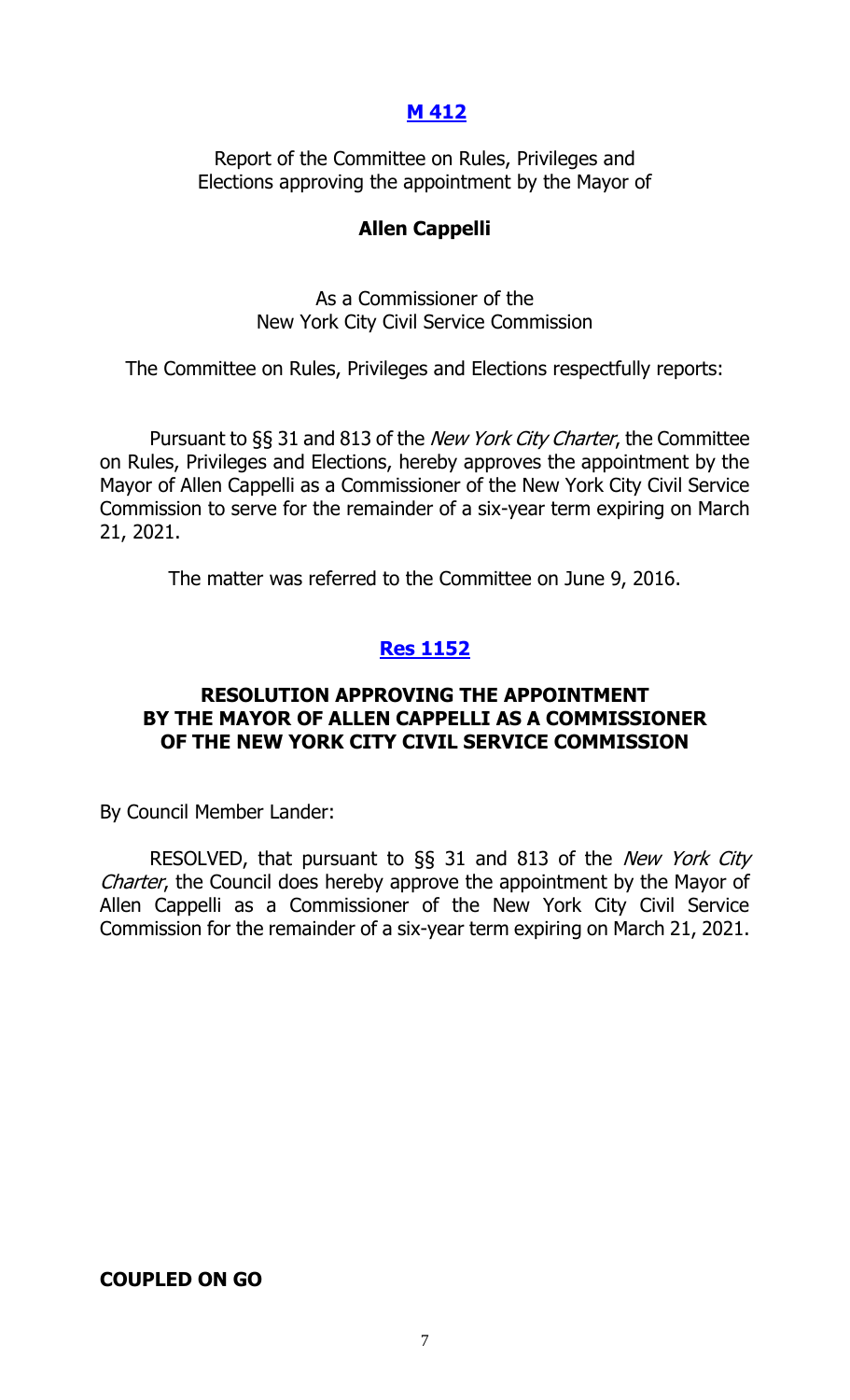## [M 412]

Report of the Committee on Rules, Privileges and Elections approving the appointment by the Mayor of

### Allen Cappelli

As a Commissioner of the New York City Civil Service Commission

The Committee on Rules, Privileges and Elections respectfully reports:

Pursuant to §§ 31 and 813 of the *New York City Charter*, the Committee on Rules, Privileges and Elections, hereby approves the appointment by the Mayor of Allen Cappelli as a Commissioner of the New York City Civil Service Commission to serve for the remainder of a six-year term expiring on March 21, 2021.

The matter was referred to the Committee on June 9, 2016.

## [Res 1152]

### RESOLUTION APPROVING THE APPOINTMENT BY THE MAYOR OF ALLEN CAPPELLI AS A COMMISSIONER OF THE NEW YORK CITY CIVIL SERVICE COMMISSION

By Council Member Lander:

RESOLVED, that pursuant to §§ 31 and 813 of the *New York City Charter*, the Council does hereby approve the appointment by the Mayor of Allen Cappelli as a Commissioner of the New York City Civil Service Commission for the remainder of a six-year term expiring on March 21, 2021.

**COUPLED ON GO**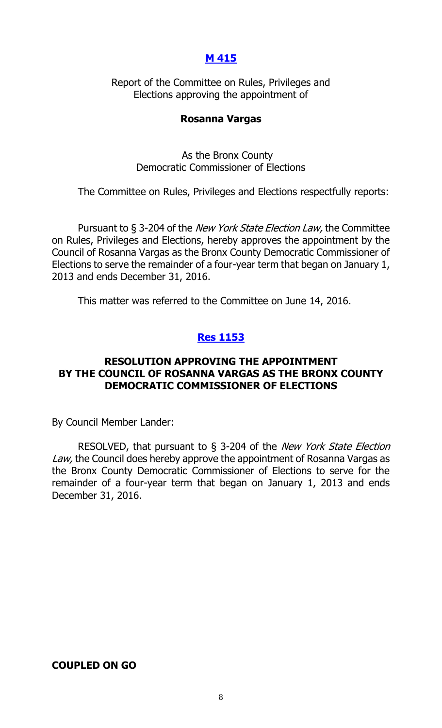## [M 415]

Report of the Committee on Rules, Privileges and Elections approving the appointment of

**Rosanna Vargas**

As the Bronx County Democratic Commissioner of Elections

The Committee on Rules, Privileges and Elections respectfully reports:

Pursuant to § 3-204 of the *New York State Election Law,* the Committee on Rules, Privileges and Elections, hereby approves the appointment by the Council of Rosanna Vargas as the Bronx County Democratic Commissioner of Elections to serve the remainder of a four-year term that began on January 1, 2013 and ends December 31, 2016.

This matter was referred to the Committee on June 14, 2016.

## [Res 1153]

### RESOLUTION APPROVING THE APPOINTMENT BY THE COUNCIL OF ROSANNA VARGAS AS THE BRONX COUNTY DEMOCRATIC COMMISSIONER OF ELECTIONS

By Council Member Lander:

RESOLVED, that pursuant to § 3-204 of the *New York State Election Law,* the Council does hereby approve the appointment of Rosanna Vargas as the Bronx County Democratic Commissioner of Elections to serve for the remainder of a four-year term that began on January 1, 2013 and ends December 31, 2016.

**COUPLED ON GO**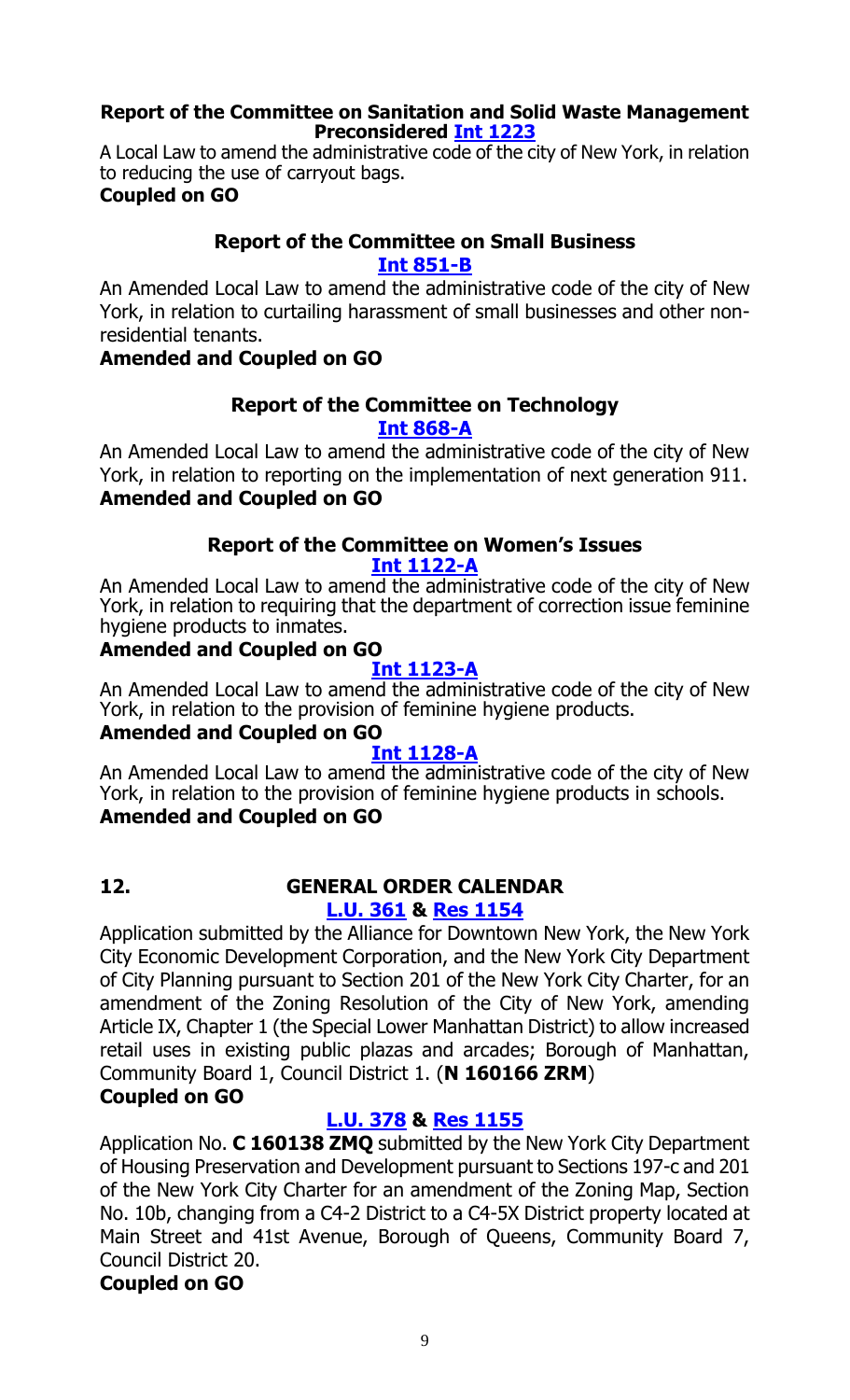**Report of the Committee on Sanitation and Solid Waste Management**
**Preconsidered [Int 1223]**

A Local Law to amend the administrative code of the city of New York, in relation to reducing the use of carryout bags.

**Coupled on GO**

**Report of the Committee on Small Business**
**[Int 851-B]**

An Amended Local Law to amend the administrative code of the city of New York, in relation to curtailing harassment of small businesses and other non-residential tenants.

**Amended and Coupled on GO**

**Report of the Committee on Technology**
**[Int 868-A]**

An Amended Local Law to amend the administrative code of the city of New York, in relation to reporting on the implementation of next generation 911.

**Amended and Coupled on GO**

**Report of the Committee on Women's Issues**
**[Int 1122-A]**

An Amended Local Law to amend the administrative code of the city of New York, in relation to requiring that the department of correction issue feminine hygiene products to inmates.

**Amended and Coupled on GO**

**[Int 1123-A]**

An Amended Local Law to amend the administrative code of the city of New York, in relation to the provision of feminine hygiene products.

**Amended and Coupled on GO**

**[Int 1128-A]**

An Amended Local Law to amend the administrative code of the city of New York, in relation to the provision of feminine hygiene products in schools.

**Amended and Coupled on GO**

## 12. GENERAL ORDER CALENDAR

**[L.U. 361] & [Res 1154]**

Application submitted by the Alliance for Downtown New York, the New York City Economic Development Corporation, and the New York City Department of City Planning pursuant to Section 201 of the New York City Charter, for an amendment of the Zoning Resolution of the City of New York, amending Article IX, Chapter 1 (the Special Lower Manhattan District) to allow increased retail uses in existing public plazas and arcades; Borough of Manhattan, Community Board 1, Council District 1. (**N 160166 ZRM**)

**Coupled on GO**

**[L.U. 378] & [Res 1155]**

Application No. **C 160138 ZMQ** submitted by the New York City Department of Housing Preservation and Development pursuant to Sections 197-c and 201 of the New York City Charter for an amendment of the Zoning Map, Section No. 10b, changing from a C4-2 District to a C4-5X District property located at Main Street and 41st Avenue, Borough of Queens, Community Board 7, Council District 20.

**Coupled on GO**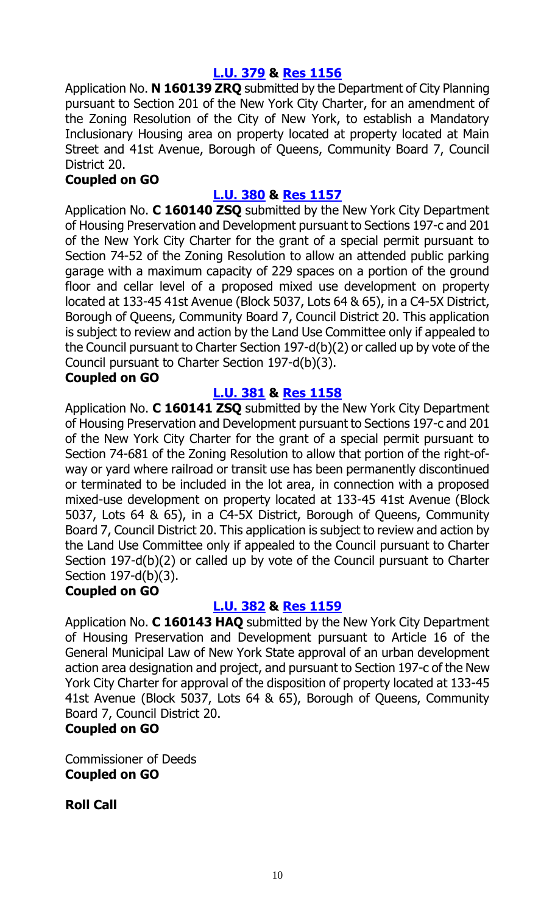**[L.U. 379](#) & [Res 1156](#)**

Application No. **N 160139 ZRQ** submitted by the Department of City Planning pursuant to Section 201 of the New York City Charter, for an amendment of the Zoning Resolution of the City of New York, to establish a Mandatory Inclusionary Housing area on property located at property located at Main Street and 41st Avenue, Borough of Queens, Community Board 7, Council District 20.

**Coupled on GO**

**[L.U. 380](#) & [Res 1157](#)**

Application No. **C 160140 ZSQ** submitted by the New York City Department of Housing Preservation and Development pursuant to Sections 197-c and 201 of the New York City Charter for the grant of a special permit pursuant to Section 74-52 of the Zoning Resolution to allow an attended public parking garage with a maximum capacity of 229 spaces on a portion of the ground floor and cellar level of a proposed mixed use development on property located at 133-45 41st Avenue (Block 5037, Lots 64 & 65), in a C4-5X District, Borough of Queens, Community Board 7, Council District 20. This application is subject to review and action by the Land Use Committee only if appealed to the Council pursuant to Charter Section 197-d(b)(2) or called up by vote of the Council pursuant to Charter Section 197-d(b)(3).

**Coupled on GO**

**[L.U. 381](#) & [Res 1158](#)**

Application No. **C 160141 ZSQ** submitted by the New York City Department of Housing Preservation and Development pursuant to Sections 197-c and 201 of the New York City Charter for the grant of a special permit pursuant to Section 74-681 of the Zoning Resolution to allow that portion of the right-of-way or yard where railroad or transit use has been permanently discontinued or terminated to be included in the lot area, in connection with a proposed mixed-use development on property located at 133-45 41st Avenue (Block 5037, Lots 64 & 65), in a C4-5X District, Borough of Queens, Community Board 7, Council District 20. This application is subject to review and action by the Land Use Committee only if appealed to the Council pursuant to Charter Section 197-d(b)(2) or called up by vote of the Council pursuant to Charter Section 197-d(b)(3).

**Coupled on GO**

**[L.U. 382](#) & [Res 1159](#)**

Application No. **C 160143 HAQ** submitted by the New York City Department of Housing Preservation and Development pursuant to Article 16 of the General Municipal Law of New York State approval of an urban development action area designation and project, and pursuant to Section 197-c of the New York City Charter for approval of the disposition of property located at 133-45 41st Avenue (Block 5037, Lots 64 & 65), Borough of Queens, Community Board 7, Council District 20.

**Coupled on GO**

Commissioner of Deeds

**Coupled on GO**

**Roll Call**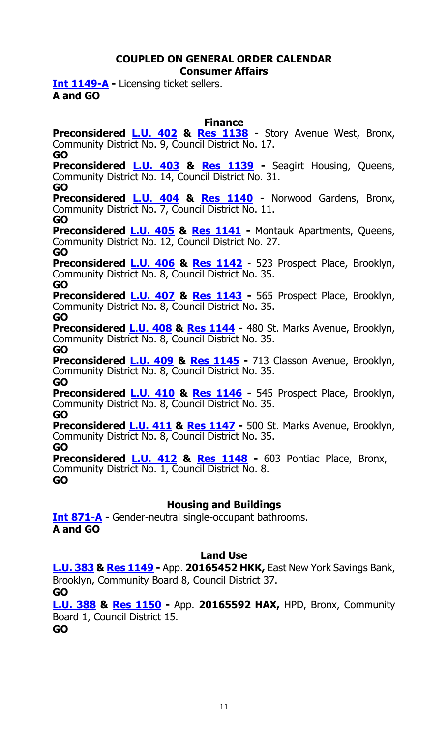## COUPLED ON GENERAL ORDER CALENDAR

### Consumer Affairs

**Int 1149-A -** Licensing ticket sellers.
**A and GO**

### Finance

**Preconsidered L.U. 402 & Res 1138 -** Story Avenue West, Bronx, Community District No. 9, Council District No. 17.
**GO**

**Preconsidered L.U. 403 & Res 1139 -** Seagirt Housing, Queens, Community District No. 14, Council District No. 31.
**GO**

**Preconsidered L.U. 404 & Res 1140 -** Norwood Gardens, Bronx, Community District No. 7, Council District No. 11.
**GO**

**Preconsidered L.U. 405 & Res 1141 -** Montauk Apartments, Queens, Community District No. 12, Council District No. 27.
**GO**

**Preconsidered L.U. 406 & Res 1142** - 523 Prospect Place, Brooklyn, Community District No. 8, Council District No. 35.
**GO**

**Preconsidered L.U. 407 & Res 1143 -** 565 Prospect Place, Brooklyn, Community District No. 8, Council District No. 35.
**GO**

**Preconsidered L.U. 408 & Res 1144 -** 480 St. Marks Avenue, Brooklyn, Community District No. 8, Council District No. 35.
**GO**

**Preconsidered L.U. 409 & Res 1145 -** 713 Classon Avenue, Brooklyn, Community District No. 8, Council District No. 35.
**GO**

**Preconsidered L.U. 410 & Res 1146 -** 545 Prospect Place, Brooklyn, Community District No. 8, Council District No. 35.
**GO**

**Preconsidered L.U. 411 & Res 1147 -** 500 St. Marks Avenue, Brooklyn, Community District No. 8, Council District No. 35.
**GO**

**Preconsidered L.U. 412 & Res 1148 -** 603 Pontiac Place, Bronx, Community District No. 1, Council District No. 8.
**GO**

### Housing and Buildings

**Int 871-A -** Gender-neutral single-occupant bathrooms.
**A and GO**

### Land Use

**L.U. 383 & Res 1149 -** App. **20165452 HKK,** East New York Savings Bank, Brooklyn, Community Board 8, Council District 37.
**GO**

**L.U. 388 & Res 1150 -** App. **20165592 HAX,** HPD, Bronx, Community Board 1, Council District 15.
**GO**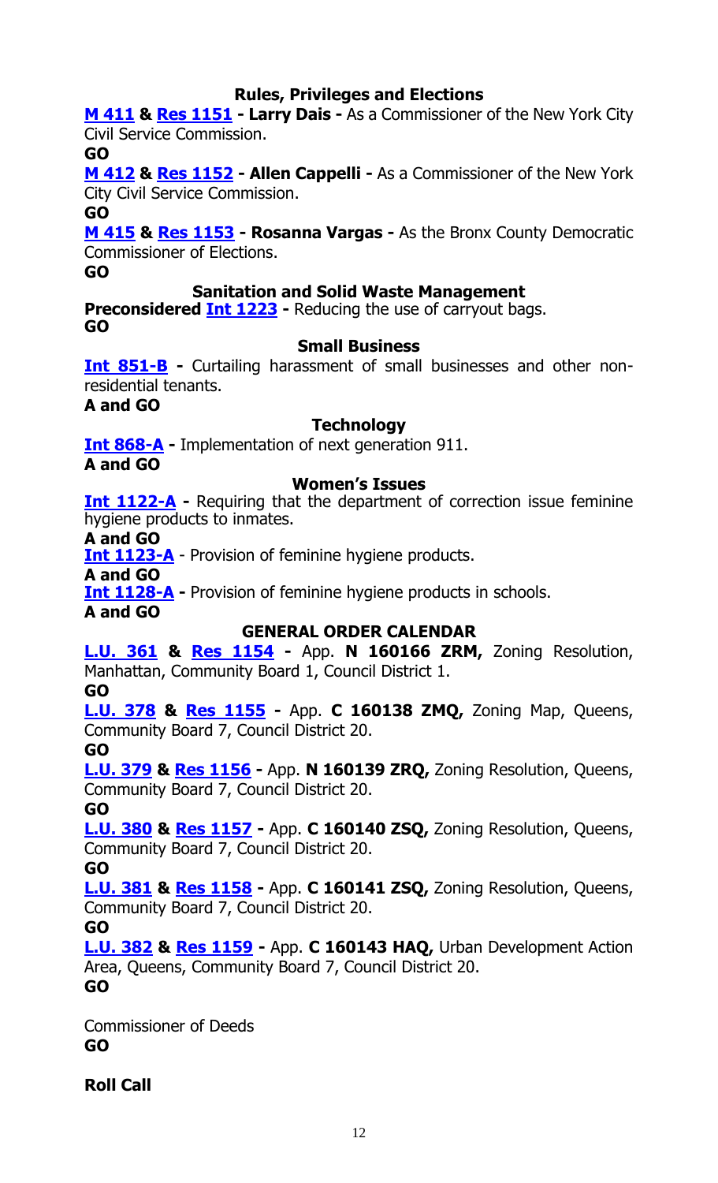### Rules, Privileges and Elections

**M 411 & Res 1151 - Larry Dais -** As a Commissioner of the New York City Civil Service Commission.

**GO**

**M 412 & Res 1152 - Allen Cappelli -** As a Commissioner of the New York City Civil Service Commission.

**GO**

**M 415 & Res 1153 - Rosanna Vargas -** As the Bronx County Democratic Commissioner of Elections.

**GO**

### Sanitation and Solid Waste Management

**Preconsidered Int 1223 -** Reducing the use of carryout bags.

**GO**

### Small Business

**Int 851-B -** Curtailing harassment of small businesses and other non-residential tenants.

**A and GO**

### Technology

**Int 868-A -** Implementation of next generation 911.

**A and GO**

### Women's Issues

**Int 1122-A -** Requiring that the department of correction issue feminine hygiene products to inmates.

**A and GO**

**Int 1123-A** - Provision of feminine hygiene products.

**A and GO**

**Int 1128-A -** Provision of feminine hygiene products in schools.

**A and GO**

### GENERAL ORDER CALENDAR

**L.U. 361 & Res 1154 -** App. **N 160166 ZRM,** Zoning Resolution, Manhattan, Community Board 1, Council District 1.

**GO**

**L.U. 378 & Res 1155 -** App. **C 160138 ZMQ,** Zoning Map, Queens, Community Board 7, Council District 20.

**GO**

**L.U. 379 & Res 1156 -** App. **N 160139 ZRQ,** Zoning Resolution, Queens, Community Board 7, Council District 20.

**GO**

**L.U. 380 & Res 1157 -** App. **C 160140 ZSQ,** Zoning Resolution, Queens, Community Board 7, Council District 20.

**GO**

**L.U. 381 & Res 1158 -** App. **C 160141 ZSQ,** Zoning Resolution, Queens, Community Board 7, Council District 20.

**GO**

**L.U. 382 & Res 1159 -** App. **C 160143 HAQ,** Urban Development Action Area, Queens, Community Board 7, Council District 20.

**GO**

Commissioner of Deeds

**GO**

**Roll Call**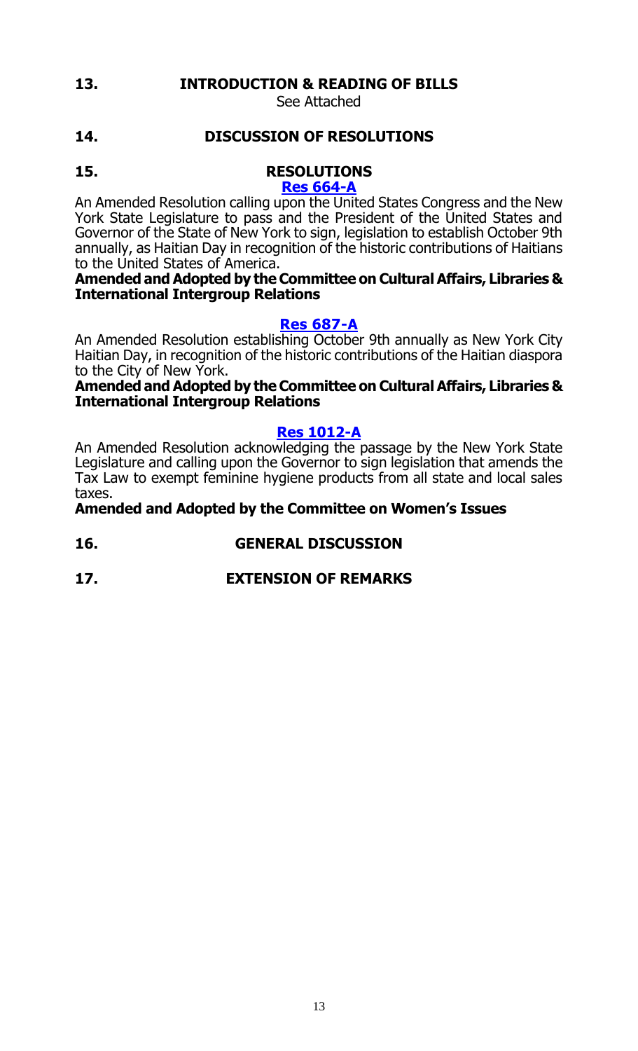**13. INTRODUCTION & READING OF BILLS**

See Attached

**14. DISCUSSION OF RESOLUTIONS**

**15. RESOLUTIONS**

**Res 664-A**

An Amended Resolution calling upon the United States Congress and the New York State Legislature to pass and the President of the United States and Governor of the State of New York to sign, legislation to establish October 9th annually, as Haitian Day in recognition of the historic contributions of Haitians to the United States of America.

**Amended and Adopted by the Committee on Cultural Affairs, Libraries & International Intergroup Relations**

**Res 687-A**

An Amended Resolution establishing October 9th annually as New York City Haitian Day, in recognition of the historic contributions of the Haitian diaspora to the City of New York.

**Amended and Adopted by the Committee on Cultural Affairs, Libraries & International Intergroup Relations**

**Res 1012-A**

An Amended Resolution acknowledging the passage by the New York State Legislature and calling upon the Governor to sign legislation that amends the Tax Law to exempt feminine hygiene products from all state and local sales taxes.

**Amended and Adopted by the Committee on Women's Issues**

**16. GENERAL DISCUSSION**

**17. EXTENSION OF REMARKS**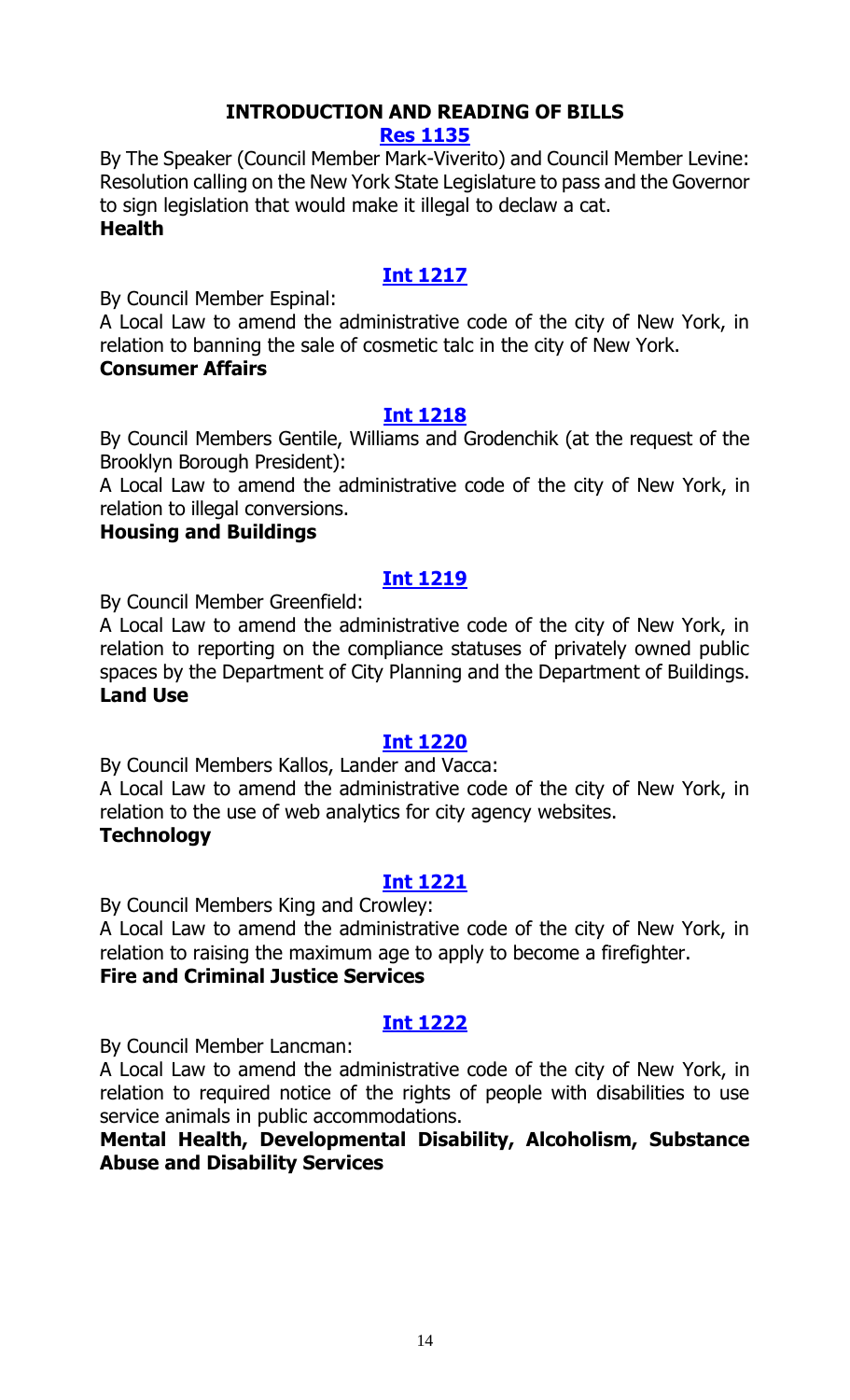## INTRODUCTION AND READING OF BILLS

### [Res 1135]

By The Speaker (Council Member Mark-Viverito) and Council Member Levine:
Resolution calling on the New York State Legislature to pass and the Governor to sign legislation that would make it illegal to declaw a cat.
**Health**

### [Int 1217]

By Council Member Espinal:
A Local Law to amend the administrative code of the city of New York, in relation to banning the sale of cosmetic talc in the city of New York.
**Consumer Affairs**

### [Int 1218]

By Council Members Gentile, Williams and Grodenchik (at the request of the Brooklyn Borough President):
A Local Law to amend the administrative code of the city of New York, in relation to illegal conversions.
**Housing and Buildings**

### [Int 1219]

By Council Member Greenfield:
A Local Law to amend the administrative code of the city of New York, in relation to reporting on the compliance statuses of privately owned public spaces by the Department of City Planning and the Department of Buildings.
**Land Use**

### [Int 1220]

By Council Members Kallos, Lander and Vacca:
A Local Law to amend the administrative code of the city of New York, in relation to the use of web analytics for city agency websites.
**Technology**

### [Int 1221]

By Council Members King and Crowley:
A Local Law to amend the administrative code of the city of New York, in relation to raising the maximum age to apply to become a firefighter.
**Fire and Criminal Justice Services**

### [Int 1222]

By Council Member Lancman:
A Local Law to amend the administrative code of the city of New York, in relation to required notice of the rights of people with disabilities to use service animals in public accommodations.
**Mental Health, Developmental Disability, Alcoholism, Substance Abuse and Disability Services**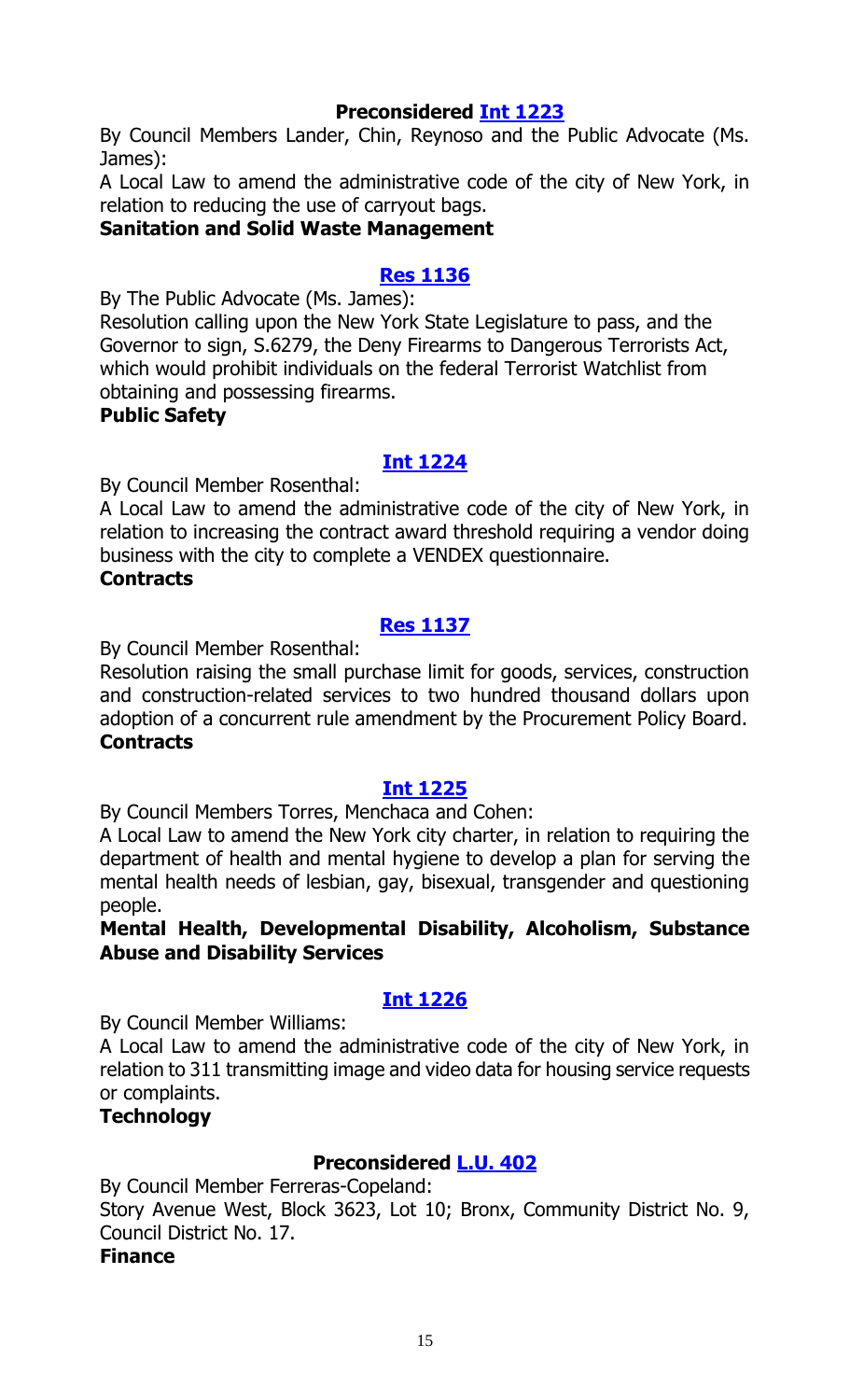### Preconsidered [Int 1223]

By Council Members Lander, Chin, Reynoso and the Public Advocate (Ms. James):

A Local Law to amend the administrative code of the city of New York, in relation to reducing the use of carryout bags.

**Sanitation and Solid Waste Management**

### [Res 1136]

By The Public Advocate (Ms. James):

Resolution calling upon the New York State Legislature to pass, and the Governor to sign, S.6279, the Deny Firearms to Dangerous Terrorists Act, which would prohibit individuals on the federal Terrorist Watchlist from obtaining and possessing firearms.

**Public Safety**

### [Int 1224]

By Council Member Rosenthal:

A Local Law to amend the administrative code of the city of New York, in relation to increasing the contract award threshold requiring a vendor doing business with the city to complete a VENDEX questionnaire.

**Contracts**

### [Res 1137]

By Council Member Rosenthal:

Resolution raising the small purchase limit for goods, services, construction and construction-related services to two hundred thousand dollars upon adoption of a concurrent rule amendment by the Procurement Policy Board.

**Contracts**

### [Int 1225]

By Council Members Torres, Menchaca and Cohen:

A Local Law to amend the New York city charter, in relation to requiring the department of health and mental hygiene to develop a plan for serving the mental health needs of lesbian, gay, bisexual, transgender and questioning people.

**Mental Health, Developmental Disability, Alcoholism, Substance Abuse and Disability Services**

### [Int 1226]

By Council Member Williams:

A Local Law to amend the administrative code of the city of New York, in relation to 311 transmitting image and video data for housing service requests or complaints.

**Technology**

### Preconsidered [L.U. 402]

By Council Member Ferreras-Copeland:

Story Avenue West, Block 3623, Lot 10; Bronx, Community District No. 9, Council District No. 17.

**Finance**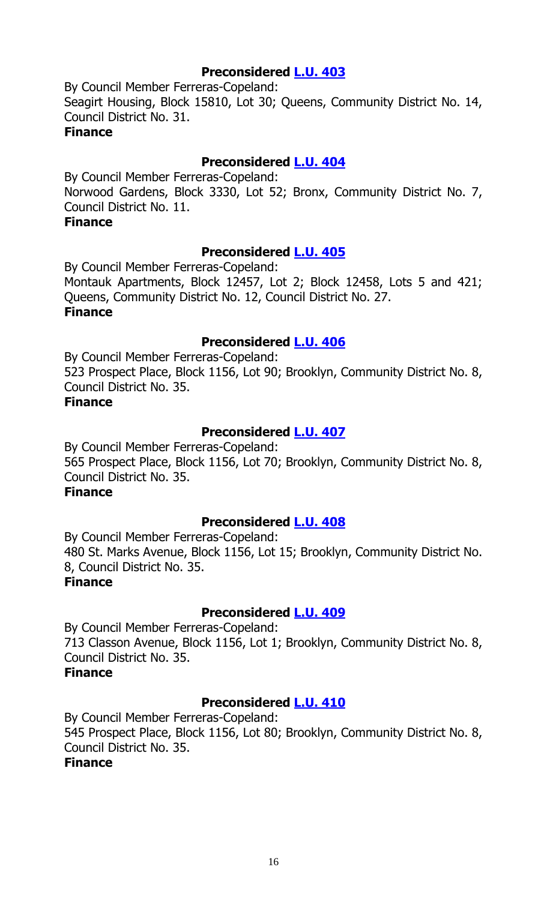**Preconsidered L.U. 403**

By Council Member Ferreras-Copeland:
Seagirt Housing, Block 15810, Lot 30; Queens, Community District No. 14, Council District No. 31.

**Finance**

**Preconsidered L.U. 404**

By Council Member Ferreras-Copeland:
Norwood Gardens, Block 3330, Lot 52; Bronx, Community District No. 7, Council District No. 11.

**Finance**

**Preconsidered L.U. 405**

By Council Member Ferreras-Copeland:
Montauk Apartments, Block 12457, Lot 2; Block 12458, Lots 5 and 421; Queens, Community District No. 12, Council District No. 27.

**Finance**

**Preconsidered L.U. 406**

By Council Member Ferreras-Copeland:
523 Prospect Place, Block 1156, Lot 90; Brooklyn, Community District No. 8, Council District No. 35.

**Finance**

**Preconsidered L.U. 407**

By Council Member Ferreras-Copeland:
565 Prospect Place, Block 1156, Lot 70; Brooklyn, Community District No. 8, Council District No. 35.

**Finance**

**Preconsidered L.U. 408**

By Council Member Ferreras-Copeland:
480 St. Marks Avenue, Block 1156, Lot 15; Brooklyn, Community District No. 8, Council District No. 35.

**Finance**

**Preconsidered L.U. 409**

By Council Member Ferreras-Copeland:
713 Classon Avenue, Block 1156, Lot 1; Brooklyn, Community District No. 8, Council District No. 35.

**Finance**

**Preconsidered L.U. 410**

By Council Member Ferreras-Copeland:
545 Prospect Place, Block 1156, Lot 80; Brooklyn, Community District No. 8, Council District No. 35.

**Finance**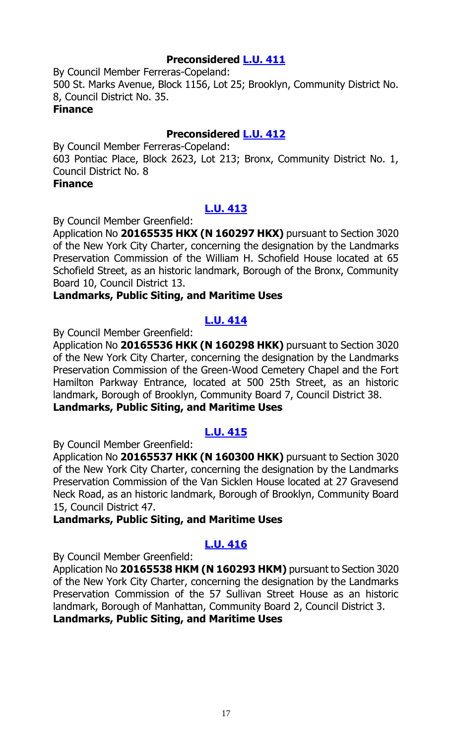### Preconsidered L.U. 411

By Council Member Ferreras-Copeland:
500 St. Marks Avenue, Block 1156, Lot 25; Brooklyn, Community District No. 8, Council District No. 35.
**Finance**

### Preconsidered L.U. 412

By Council Member Ferreras-Copeland:
603 Pontiac Place, Block 2623, Lot 213; Bronx, Community District No. 1, Council District No. 8
**Finance**

### L.U. 413

By Council Member Greenfield:
Application No **20165535 HKX (N 160297 HKX)** pursuant to Section 3020 of the New York City Charter, concerning the designation by the Landmarks Preservation Commission of the William H. Schofield House located at 65 Schofield Street, as an historic landmark, Borough of the Bronx, Community Board 10, Council District 13.
**Landmarks, Public Siting, and Maritime Uses**

### L.U. 414

By Council Member Greenfield:
Application No **20165536 HKK (N 160298 HKK)** pursuant to Section 3020 of the New York City Charter, concerning the designation by the Landmarks Preservation Commission of the Green-Wood Cemetery Chapel and the Fort Hamilton Parkway Entrance, located at 500 25th Street, as an historic landmark, Borough of Brooklyn, Community Board 7, Council District 38.
**Landmarks, Public Siting, and Maritime Uses**

### L.U. 415

By Council Member Greenfield:
Application No **20165537 HKK (N 160300 HKK)** pursuant to Section 3020 of the New York City Charter, concerning the designation by the Landmarks Preservation Commission of the Van Sicklen House located at 27 Gravesend Neck Road, as an historic landmark, Borough of Brooklyn, Community Board 15, Council District 47.
**Landmarks, Public Siting, and Maritime Uses**

### L.U. 416

By Council Member Greenfield:
Application No **20165538 HKM (N 160293 HKM)** pursuant to Section 3020 of the New York City Charter, concerning the designation by the Landmarks Preservation Commission of the 57 Sullivan Street House as an historic landmark, Borough of Manhattan, Community Board 2, Council District 3.
**Landmarks, Public Siting, and Maritime Uses**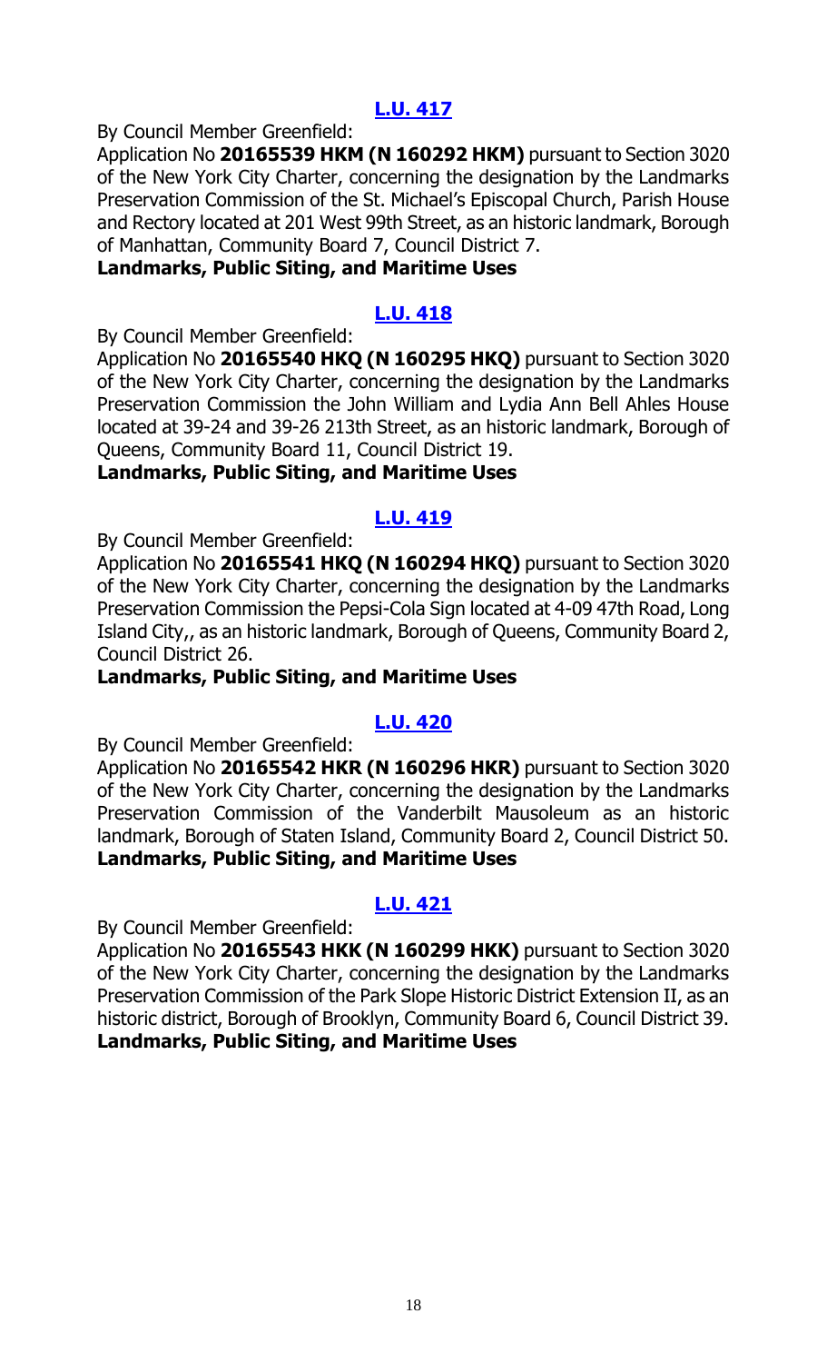## L.U. 417

By Council Member Greenfield:

Application No **20165539 HKM (N 160292 HKM)** pursuant to Section 3020 of the New York City Charter, concerning the designation by the Landmarks Preservation Commission of the St. Michael's Episcopal Church, Parish House and Rectory located at 201 West 99th Street, as an historic landmark, Borough of Manhattan, Community Board 7, Council District 7.

**Landmarks, Public Siting, and Maritime Uses**

## L.U. 418

By Council Member Greenfield:

Application No **20165540 HKQ (N 160295 HKQ)** pursuant to Section 3020 of the New York City Charter, concerning the designation by the Landmarks Preservation Commission the John William and Lydia Ann Bell Ahles House located at 39-24 and 39-26 213th Street, as an historic landmark, Borough of Queens, Community Board 11, Council District 19.

**Landmarks, Public Siting, and Maritime Uses**

## L.U. 419

By Council Member Greenfield:

Application No **20165541 HKQ (N 160294 HKQ)** pursuant to Section 3020 of the New York City Charter, concerning the designation by the Landmarks Preservation Commission the Pepsi-Cola Sign located at 4-09 47th Road, Long Island City,, as an historic landmark, Borough of Queens, Community Board 2, Council District 26.

**Landmarks, Public Siting, and Maritime Uses**

## L.U. 420

By Council Member Greenfield:

Application No **20165542 HKR (N 160296 HKR)** pursuant to Section 3020 of the New York City Charter, concerning the designation by the Landmarks Preservation Commission of the Vanderbilt Mausoleum as an historic landmark, Borough of Staten Island, Community Board 2, Council District 50.

**Landmarks, Public Siting, and Maritime Uses**

## L.U. 421

By Council Member Greenfield:

Application No **20165543 HKK (N 160299 HKK)** pursuant to Section 3020 of the New York City Charter, concerning the designation by the Landmarks Preservation Commission of the Park Slope Historic District Extension II, as an historic district, Borough of Brooklyn, Community Board 6, Council District 39.

**Landmarks, Public Siting, and Maritime Uses**